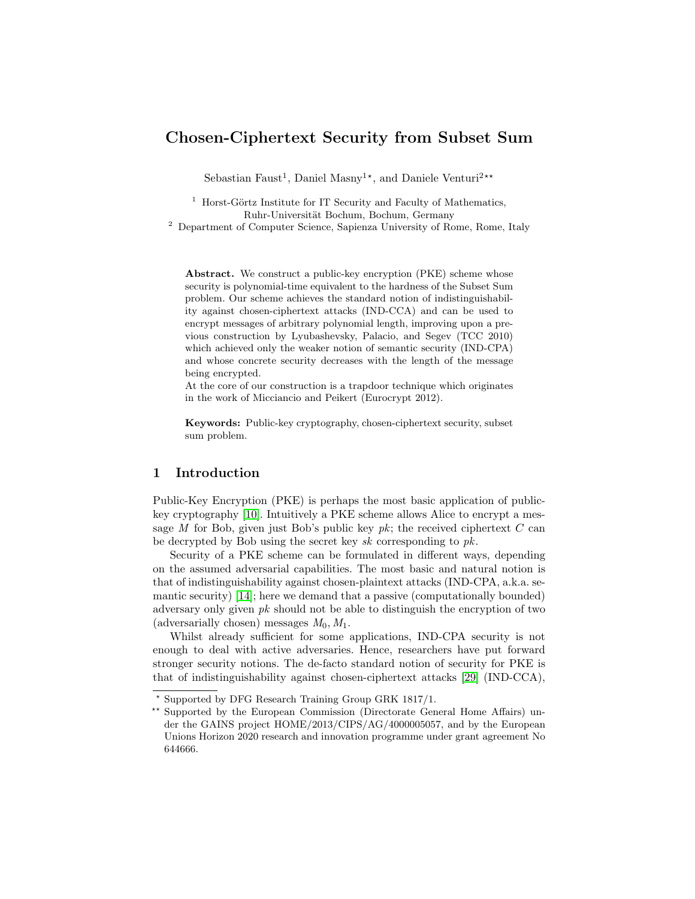# Chosen-Ciphertext Security from Subset Sum

Sebastian Faust[1], Daniel Masny[1*], and Daniele Venturi[2**]

[1] Horst-Görtz Institute for IT Security and Faculty of Mathematics, Ruhr-Universität Bochum, Bochum, Germany
[2] Department of Computer Science, Sapienza University of Rome, Rome, Italy

**Abstract.** We construct a public-key encryption (PKE) scheme whose security is polynomial-time equivalent to the hardness of the Subset Sum problem. Our scheme achieves the standard notion of indistinguishability against chosen-ciphertext attacks (IND-CCA) and can be used to encrypt messages of arbitrary polynomial length, improving upon a previous construction by Lyubashevsky, Palacio, and Segev (TCC 2010) which achieved only the weaker notion of semantic security (IND-CPA) and whose concrete security decreases with the length of the message being encrypted.

At the core of our construction is a trapdoor technique which originates in the work of Micciancio and Peikert (Eurocrypt 2012).

**Keywords:** Public-key cryptography, chosen-ciphertext security, subset sum problem.

## 1 Introduction

Public-Key Encryption (PKE) is perhaps the most basic application of public-key cryptography [10]. Intuitively a PKE scheme allows Alice to encrypt a message $M$ for Bob, given just Bob's public key $pk$; the received ciphertext $C$ can be decrypted by Bob using the secret key $sk$ corresponding to $pk$.

Security of a PKE scheme can be formulated in different ways, depending on the assumed adversarial capabilities. The most basic and natural notion is that of indistinguishability against chosen-plaintext attacks (IND-CPA, a.k.a. semantic security) [14]; here we demand that a passive (computationally bounded) adversary only given $pk$ should not be able to distinguish the encryption of two (adversarially chosen) messages $M_0, M_1$.

Whilst already sufficient for some applications, IND-CPA security is not enough to deal with active adversaries. Hence, researchers have put forward stronger security notions. The de-facto standard notion of security for PKE is that of indistinguishability against chosen-ciphertext attacks [29] (IND-CCA),

* Supported by DFG Research Training Group GRK 1817/1.

** Supported by the European Commission (Directorate General Home Affairs) under the GAINS project HOME/2013/CIPS/AG/4000005057, and by the European Unions Horizon 2020 research and innovation programme under grant agreement No 644666.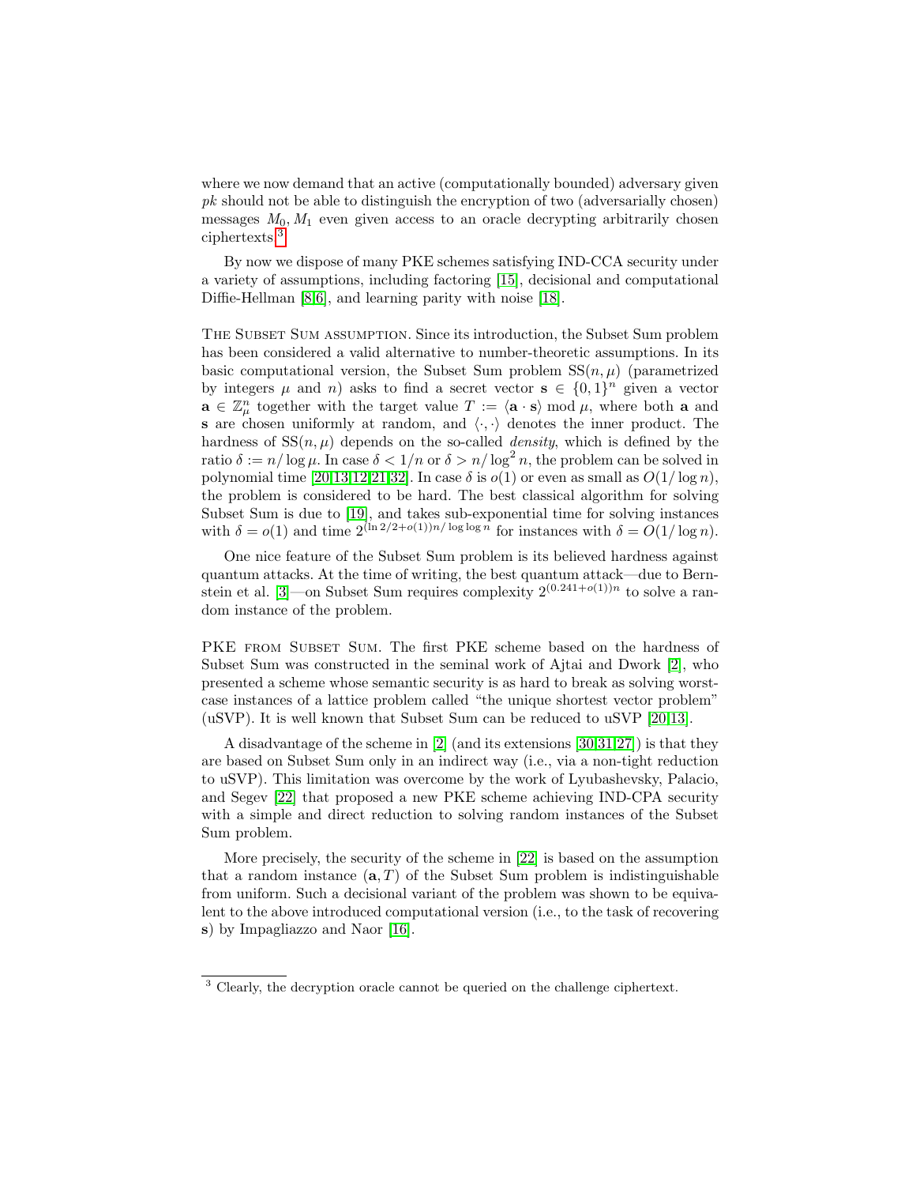where we now demand that an active (computationally bounded) adversary given $pk$ should not be able to distinguish the encryption of two (adversarially chosen) messages $M_0, M_1$ even given access to an oracle decrypting arbitrarily chosen ciphertexts.[3]

By now we dispose of many PKE schemes satisfying IND-CCA security under a variety of assumptions, including factoring [15], decisional and computational Diffie-Hellman [8,6], and learning parity with noise [18].

The Subset Sum assumption. Since its introduction, the Subset Sum problem has been considered a valid alternative to number-theoretic assumptions. In its basic computational version, the Subset Sum problem $\mathrm{SS}(n, \mu)$ (parametrized by integers $\mu$ and $n$) asks to find a secret vector $\mathbf{s} \in \{0,1\}^n$ given a vector $\mathbf{a} \in \mathbb{Z}_\mu^n$ together with the target value $T := \langle \mathbf{a} \cdot \mathbf{s} \rangle \bmod \mu$, where both $\mathbf{a}$ and $\mathbf{s}$ are chosen uniformly at random, and $\langle \cdot, \cdot \rangle$ denotes the inner product. The hardness of $\mathrm{SS}(n, \mu)$ depends on the so-called *density*, which is defined by the ratio $\delta := n / \log \mu$. In case $\delta < 1/n$ or $\delta > n / \log^2 n$, the problem can be solved in polynomial time [20,13,12,21,32]. In case $\delta$ is $o(1)$ or even as small as $O(1/\log n)$, the problem is considered to be hard. The best classical algorithm for solving Subset Sum is due to [19], and takes sub-exponential time for solving instances with $\delta = o(1)$ and time $2^{(\ln 2/2 + o(1))n/\log\log n}$ for instances with $\delta = O(1/\log n)$.

One nice feature of the Subset Sum problem is its believed hardness against quantum attacks. At the time of writing, the best quantum attack—due to Bernstein et al. [3]—on Subset Sum requires complexity $2^{(0.241+o(1))n}$ to solve a random instance of the problem.

PKE from Subset Sum. The first PKE scheme based on the hardness of Subset Sum was constructed in the seminal work of Ajtai and Dwork [2], who presented a scheme whose semantic security is as hard to break as solving worst-case instances of a lattice problem called "the unique shortest vector problem" (uSVP). It is well known that Subset Sum can be reduced to uSVP [20,13].

A disadvantage of the scheme in [2] (and its extensions [30,31,27]) is that they are based on Subset Sum only in an indirect way (i.e., via a non-tight reduction to uSVP). This limitation was overcome by the work of Lyubashevsky, Palacio, and Segev [22] that proposed a new PKE scheme achieving IND-CPA security with a simple and direct reduction to solving random instances of the Subset Sum problem.

More precisely, the security of the scheme in [22] is based on the assumption that a random instance $(\mathbf{a}, T)$ of the Subset Sum problem is indistinguishable from uniform. Such a decisional variant of the problem was shown to be equivalent to the above introduced computational version (i.e., to the task of recovering $\mathbf{s}$) by Impagliazzo and Naor [16].

[3] Clearly, the decryption oracle cannot be queried on the challenge ciphertext.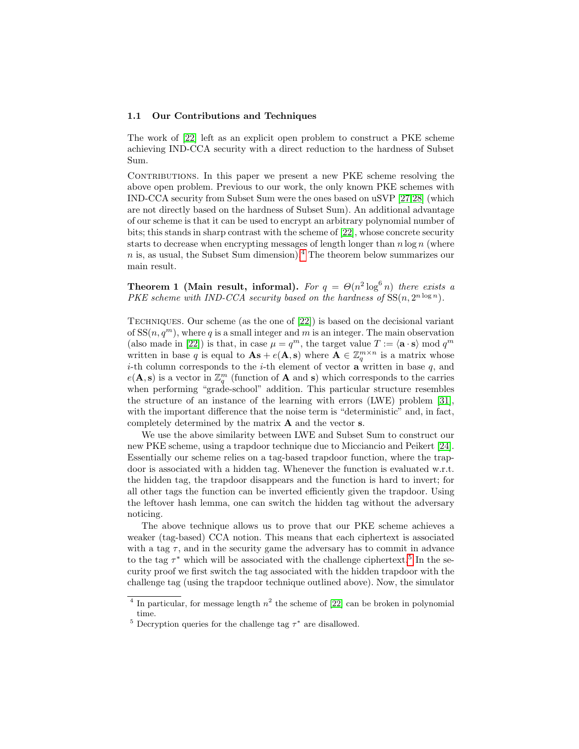### 1.1 Our Contributions and Techniques

The work of [22] left as an explicit open problem to construct a PKE scheme achieving IND-CCA security with a direct reduction to the hardness of Subset Sum.

Contributions. In this paper we present a new PKE scheme resolving the above open problem. Previous to our work, the only known PKE schemes with IND-CCA security from Subset Sum were the ones based on uSVP [27,28] (which are not directly based on the hardness of Subset Sum). An additional advantage of our scheme is that it can be used to encrypt an arbitrary polynomial number of bits; this stands in sharp contrast with the scheme of [22], whose concrete security starts to decrease when encrypting messages of length longer than $n \log n$ (where $n$ is, as usual, the Subset Sum dimension).[4] The theorem below summarizes our main result.

**Theorem 1 (Main result, informal).** *For $q = \Theta(n^2 \log^6 n)$ there exists a PKE scheme with IND-CCA security based on the hardness of* $\mathrm{SS}(n, 2^{n \log n})$.

Techniques. Our scheme (as the one of [22]) is based on the decisional variant of $\mathrm{SS}(n, q^m)$, where $q$ is a small integer and $m$ is an integer. The main observation (also made in [22]) is that, in case $\mu = q^m$, the target value $T := \langle \mathbf{a} \cdot \mathbf{s} \rangle \bmod q^m$ written in base $q$ is equal to $\mathbf{A}\mathbf{s} + e(\mathbf{A}, \mathbf{s})$ where $\mathbf{A} \in \mathbb{Z}_q^{m \times n}$ is a matrix whose $i$-th column corresponds to the $i$-th element of vector $\mathbf{a}$ written in base $q$, and $e(\mathbf{A}, \mathbf{s})$ is a vector in $\mathbb{Z}_q^m$ (function of $\mathbf{A}$ and $\mathbf{s}$) which corresponds to the carries when performing "grade-school" addition. This particular structure resembles the structure of an instance of the learning with errors (LWE) problem [31], with the important difference that the noise term is "deterministic" and, in fact, completely determined by the matrix $\mathbf{A}$ and the vector $\mathbf{s}$.

We use the above similarity between LWE and Subset Sum to construct our new PKE scheme, using a trapdoor technique due to Micciancio and Peikert [24]. Essentially our scheme relies on a tag-based trapdoor function, where the trapdoor is associated with a hidden tag. Whenever the function is evaluated w.r.t. the hidden tag, the trapdoor disappears and the function is hard to invert; for all other tags the function can be inverted efficiently given the trapdoor. Using the leftover hash lemma, one can switch the hidden tag without the adversary noticing.

The above technique allows us to prove that our PKE scheme achieves a weaker (tag-based) CCA notion. This means that each ciphertext is associated with a tag $\tau$, and in the security game the adversary has to commit in advance to the tag $\tau^*$ which will be associated with the challenge ciphertext.[5] In the security proof we first switch the tag associated with the hidden trapdoor with the challenge tag (using the trapdoor technique outlined above). Now, the simulator

[4] In particular, for message length $n^2$ the scheme of [22] can be broken in polynomial time.

[5] Decryption queries for the challenge tag $\tau^*$ are disallowed.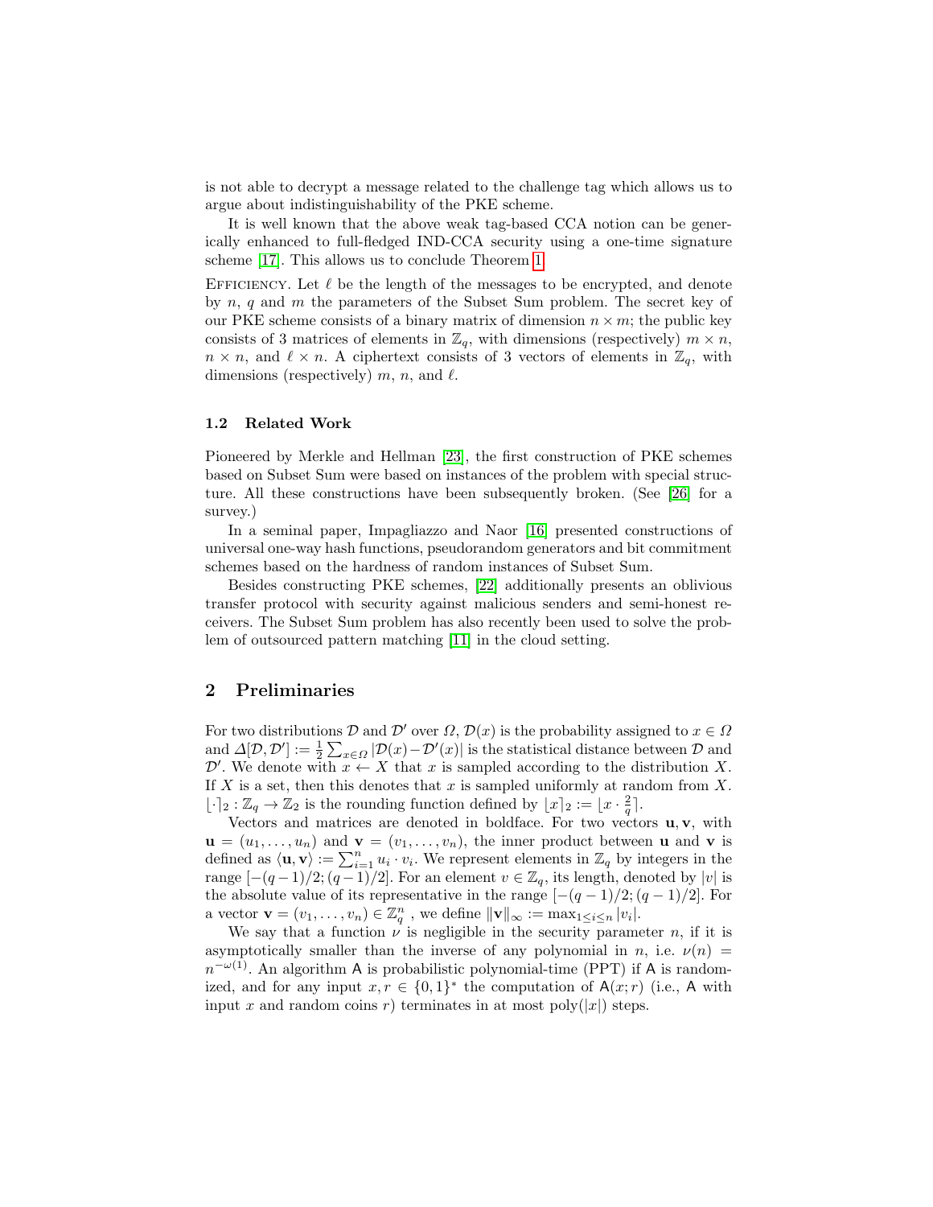is not able to decrypt a message related to the challenge tag which allows us to argue about indistinguishability of the PKE scheme.

It is well known that the above weak tag-based CCA notion can be generically enhanced to full-fledged IND-CCA security using a one-time signature scheme [17]. This allows us to conclude Theorem 1.

Efficiency. Let $\ell$ be the length of the messages to be encrypted, and denote by $n$, $q$ and $m$ the parameters of the Subset Sum problem. The secret key of our PKE scheme consists of a binary matrix of dimension $n \times m$; the public key consists of 3 matrices of elements in $\mathbb{Z}_q$, with dimensions (respectively) $m \times n$, $n \times n$, and $\ell \times n$. A ciphertext consists of 3 vectors of elements in $\mathbb{Z}_q$, with dimensions (respectively) $m$, $n$, and $\ell$.

### 1.2 Related Work

Pioneered by Merkle and Hellman [23], the first construction of PKE schemes based on Subset Sum were based on instances of the problem with special structure. All these constructions have been subsequently broken. (See [26] for a survey.)

In a seminal paper, Impagliazzo and Naor [16] presented constructions of universal one-way hash functions, pseudorandom generators and bit commitment schemes based on the hardness of random instances of Subset Sum.

Besides constructing PKE schemes, [22] additionally presents an oblivious transfer protocol with security against malicious senders and semi-honest receivers. The Subset Sum problem has also recently been used to solve the problem of outsourced pattern matching [11] in the cloud setting.

## 2 Preliminaries

For two distributions $\mathcal{D}$ and $\mathcal{D}'$ over $\Omega$, $\mathcal{D}(x)$ is the probability assigned to $x \in \Omega$ and $\Delta[\mathcal{D}, \mathcal{D}'] := \frac{1}{2}\sum_{x \in \Omega} |\mathcal{D}(x) - \mathcal{D}'(x)|$ is the statistical distance between $\mathcal{D}$ and $\mathcal{D}'$. We denote with $x \leftarrow X$ that $x$ is sampled according to the distribution $X$. If $X$ is a set, then this denotes that $x$ is sampled uniformly at random from $X$. $\lfloor \cdot \rceil_2 : \mathbb{Z}_q \to \mathbb{Z}_2$ is the rounding function defined by $\lfloor x \rceil_2 := \lfloor x \cdot \frac{2}{q} \rceil$.

Vectors and matrices are denoted in boldface. For two vectors $\mathbf{u}, \mathbf{v}$, with $\mathbf{u} = (u_1, \ldots, u_n)$ and $\mathbf{v} = (v_1, \ldots, v_n)$, the inner product between $\mathbf{u}$ and $\mathbf{v}$ is defined as $\langle \mathbf{u}, \mathbf{v} \rangle := \sum_{i=1}^{n} u_i \cdot v_i$. We represent elements in $\mathbb{Z}_q$ by integers in the range $[-(q-1)/2; (q-1)/2]$. For an element $v \in \mathbb{Z}_q$, its length, denoted by $|v|$ is the absolute value of its representative in the range $[-(q-1)/2; (q-1)/2]$. For a vector $\mathbf{v} = (v_1, \ldots, v_n) \in \mathbb{Z}_q^n$, we define $\|\mathbf{v}\|_\infty := \max_{1 \le i \le n} |v_i|$.

We say that a function $\nu$ is negligible in the security parameter $n$, if it is asymptotically smaller than the inverse of any polynomial in $n$, i.e. $\nu(n) = n^{-\omega(1)}$. An algorithm $\mathsf{A}$ is probabilistic polynomial-time (PPT) if $\mathsf{A}$ is randomized, and for any input $x, r \in \{0,1\}^*$ the computation of $\mathsf{A}(x; r)$ (i.e., $\mathsf{A}$ with input $x$ and random coins $r$) terminates in at most poly($|x|$) steps.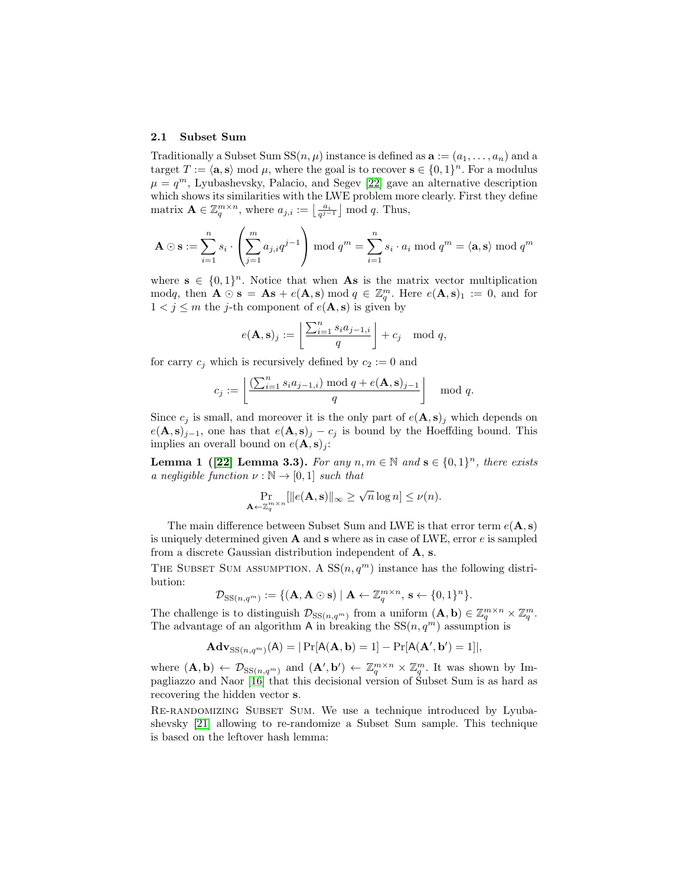### 2.1 Subset Sum

Traditionally a Subset Sum $\mathrm{SS}(n, \mu)$ instance is defined as $\mathbf{a} := (a_1, \ldots, a_n)$ and a target $T := \langle \mathbf{a}, \mathbf{s} \rangle \bmod \mu$, where the goal is to recover $\mathbf{s} \in \{0,1\}^n$. For a modulus $\mu = q^m$, Lyubashevsky, Palacio, and Segev [22] gave an alternative description which shows its similarities with the LWE problem more clearly. First they define matrix $\mathbf{A} \in \mathbb{Z}_q^{m \times n}$, where $a_{j,i} := \lfloor \frac{a_i}{q^{j-1}} \rfloor \bmod q$. Thus,

$$\mathbf{A} \odot \mathbf{s} := \sum_{i=1}^{n} s_i \cdot \left( \sum_{j=1}^{m} a_{j,i} q^{j-1} \right) \bmod q^m = \sum_{i=1}^{n} s_i \cdot a_i \bmod q^m = \langle \mathbf{a}, \mathbf{s} \rangle \bmod q^m$$

where $\mathbf{s} \in \{0,1\}^n$. Notice that when $\mathbf{As}$ is the matrix vector multiplication mod$q$, then $\mathbf{A} \odot \mathbf{s} = \mathbf{As} + e(\mathbf{A}, \mathbf{s}) \bmod q \in \mathbb{Z}_q^m$. Here $e(\mathbf{A}, \mathbf{s})_1 := 0$, and for $1 < j \leq m$ the $j$-th component of $e(\mathbf{A}, \mathbf{s})$ is given by

$$e(\mathbf{A}, \mathbf{s})_j := \left\lfloor \frac{\sum_{i=1}^{n} s_i a_{j-1,i}}{q} \right\rfloor + c_j \mod q,$$

for carry $c_j$ which is recursively defined by $c_2 := 0$ and

$$c_j := \left\lfloor \frac{(\sum_{i=1}^{n} s_i a_{j-1,i}) \bmod q + e(\mathbf{A}, \mathbf{s})_{j-1}}{q} \right\rfloor \mod q.$$

Since $c_j$ is small, and moreover it is the only part of $e(\mathbf{A}, \mathbf{s})_j$ which depends on $e(\mathbf{A}, \mathbf{s})_{j-1}$, one has that $e(\mathbf{A}, \mathbf{s})_j - c_j$ is bound by the Hoeffding bound. This implies an overall bound on $e(\mathbf{A}, \mathbf{s})_j$:

**Lemma 1 ([22] Lemma 3.3).** *For any $n, m \in \mathbb{N}$ and $\mathbf{s} \in \{0,1\}^n$, there exists a negligible function $\nu : \mathbb{N} \to [0,1]$ such that*

$$\Pr_{\mathbf{A} \leftarrow \mathbb{Z}_q^{m \times n}} [\|e(\mathbf{A}, \mathbf{s})\|_\infty \geq \sqrt{n} \log n] \leq \nu(n).$$

The main difference between Subset Sum and LWE is that error term $e(\mathbf{A}, \mathbf{s})$ is uniquely determined given $\mathbf{A}$ and $\mathbf{s}$ where as in case of LWE, error $e$ is sampled from a discrete Gaussian distribution independent of $\mathbf{A}$, $\mathbf{s}$.

The Subset Sum assumption. A $\mathrm{SS}(n, q^m)$ instance has the following distribution:

$$\mathcal{D}_{\mathrm{SS}(n,q^m)} := \{(\mathbf{A}, \mathbf{A} \odot \mathbf{s}) \mid \mathbf{A} \leftarrow \mathbb{Z}_q^{m \times n},\, \mathbf{s} \leftarrow \{0,1\}^n\}.$$

The challenge is to distinguish $\mathcal{D}_{\mathrm{SS}(n,q^m)}$ from a uniform $(\mathbf{A}, \mathbf{b}) \in \mathbb{Z}_q^{m \times n} \times \mathbb{Z}_q^m$. The advantage of an algorithm $\mathsf{A}$ in breaking the $\mathrm{SS}(n, q^m)$ assumption is

$$\mathbf{Adv}_{\mathrm{SS}(n,q^m)}(\mathsf{A}) = |\Pr[\mathsf{A}(\mathbf{A}, \mathbf{b}) = 1] - \Pr[\mathsf{A}(\mathbf{A}', \mathbf{b}') = 1]|,$$

where $(\mathbf{A}, \mathbf{b}) \leftarrow \mathcal{D}_{\mathrm{SS}(n,q^m)}$ and $(\mathbf{A}', \mathbf{b}') \leftarrow \mathbb{Z}_q^{m \times n} \times \mathbb{Z}_q^m$. It was shown by Impagliazzo and Naor [16] that this decisional version of Subset Sum is as hard as recovering the hidden vector $\mathbf{s}$.

Re-randomizing Subset Sum. We use a technique introduced by Lyubashevsky [21] allowing to re-randomize a Subset Sum sample. This technique is based on the leftover hash lemma: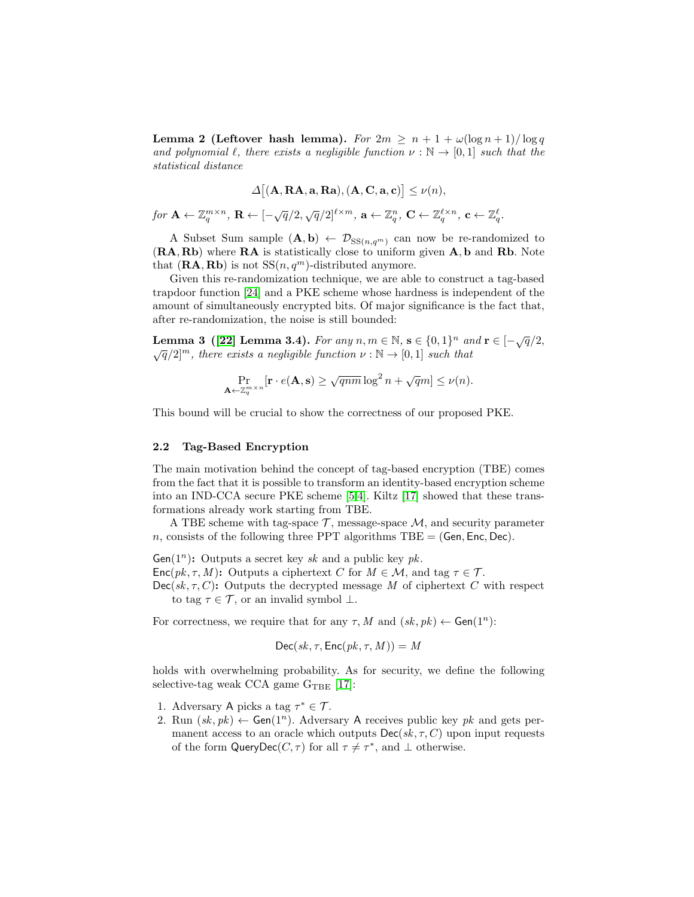**Lemma 2 (Leftover hash lemma).** *For $2m \geq n + 1 + \omega(\log n + 1)/\log q$ and polynomial $\ell$, there exists a negligible function $\nu : \mathbb{N} \to [0,1]$ such that the statistical distance*

$$\Delta\big[(\mathbf{A}, \mathbf{RA}, \mathbf{a}, \mathbf{Ra}), (\mathbf{A}, \mathbf{C}, \mathbf{a}, \mathbf{c})\big] \leq \nu(n),$$

*for $\mathbf{A} \leftarrow \mathbb{Z}_q^{m \times n}$, $\mathbf{R} \leftarrow [-\sqrt{q}/2, \sqrt{q}/2]^{\ell \times m}$, $\mathbf{a} \leftarrow \mathbb{Z}_q^n$, $\mathbf{C} \leftarrow \mathbb{Z}_q^{\ell \times n}$, $\mathbf{c} \leftarrow \mathbb{Z}_q^\ell$.*

A Subset Sum sample $(\mathbf{A}, \mathbf{b}) \leftarrow \mathcal{D}_{\mathrm{SS}(n,q^m)}$ can now be re-randomized to $(\mathbf{RA}, \mathbf{Rb})$ where $\mathbf{RA}$ is statistically close to uniform given $\mathbf{A}, \mathbf{b}$ and $\mathbf{Rb}$. Note that $(\mathbf{RA}, \mathbf{Rb})$ is not $\mathrm{SS}(n, q^m)$-distributed anymore.

Given this re-randomization technique, we are able to construct a tag-based trapdoor function [24] and a PKE scheme whose hardness is independent of the amount of simultaneously encrypted bits. Of major significance is the fact that, after re-randomization, the noise is still bounded:

**Lemma 3 ([22] Lemma 3.4).** *For any $n, m \in \mathbb{N}$, $\mathbf{s} \in \{0,1\}^n$ and $\mathbf{r} \in [-\sqrt{q}/2, \sqrt{q}/2]^m$, there exists a negligible function $\nu : \mathbb{N} \to [0,1]$ such that*

$$\Pr_{\mathbf{A} \leftarrow \mathbb{Z}_q^{m \times n}}[\mathbf{r} \cdot e(\mathbf{A}, \mathbf{s}) \geq \sqrt{qnm} \log^2 n + \sqrt{q}m] \leq \nu(n).$$

This bound will be crucial to show the correctness of our proposed PKE.

### 2.2 Tag-Based Encryption

The main motivation behind the concept of tag-based encryption (TBE) comes from the fact that it is possible to transform an identity-based encryption scheme into an IND-CCA secure PKE scheme [5,4]. Kiltz [17] showed that these transformations already work starting from TBE.

A TBE scheme with tag-space $\mathcal{T}$, message-space $\mathcal{M}$, and security parameter $n$, consists of the following three PPT algorithms TBE = (Gen, Enc, Dec).

**Gen($1^n$):** Outputs a secret key $sk$ and a public key $pk$.
**Enc($pk, \tau, M$):** Outputs a ciphertext $C$ for $M \in \mathcal{M}$, and tag $\tau \in \mathcal{T}$.
**Dec($sk, \tau, C$):** Outputs the decrypted message $M$ of ciphertext $C$ with respect to tag $\tau \in \mathcal{T}$, or an invalid symbol $\perp$.

For correctness, we require that for any $\tau, M$ and $(sk, pk) \leftarrow \mathsf{Gen}(1^n)$:

$$\mathsf{Dec}(sk, \tau, \mathsf{Enc}(pk, \tau, M)) = M$$

holds with overwhelming probability. As for security, we define the following selective-tag weak CCA game $\mathrm{G}_{\mathrm{TBE}}$ [17]:

1. Adversary A picks a tag $\tau^* \in \mathcal{T}$.
2. Run $(sk, pk) \leftarrow \mathsf{Gen}(1^n)$. Adversary A receives public key $pk$ and gets permanent access to an oracle which outputs $\mathsf{Dec}(sk, \tau, C)$ upon input requests of the form QueryDec($C, \tau$) for all $\tau \neq \tau^*$, and $\perp$ otherwise.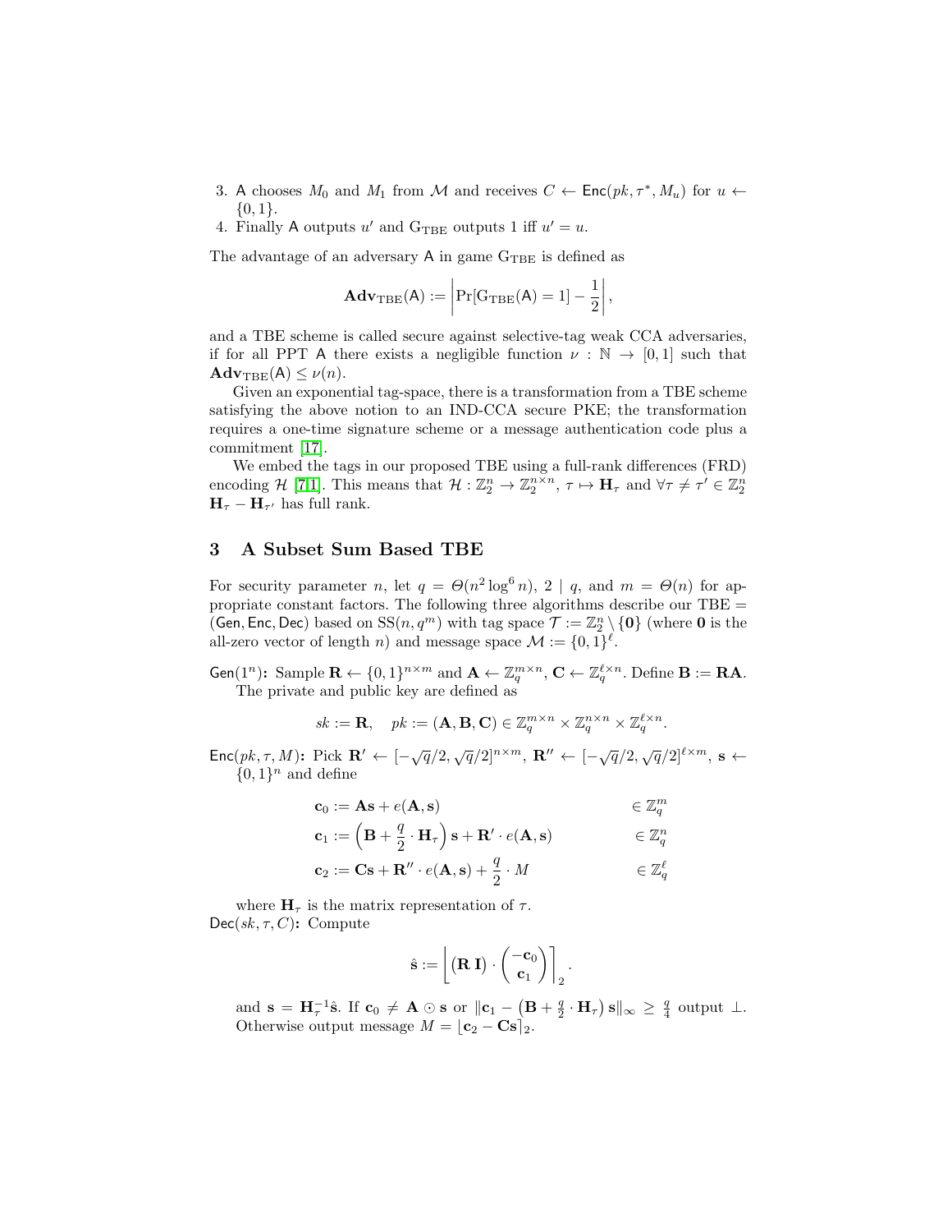3. $\mathsf{A}$ chooses $M_0$ and $M_1$ from $\mathcal{M}$ and receives $C \leftarrow \mathsf{Enc}(pk, \tau^*, M_u)$ for $u \leftarrow \{0,1\}$.
4. Finally $\mathsf{A}$ outputs $u'$ and $\mathrm{G}_{\mathrm{TBE}}$ outputs 1 iff $u' = u$.

The advantage of an adversary $\mathsf{A}$ in game $\mathrm{G}_{\mathrm{TBE}}$ is defined as

$$\mathbf{Adv}_{\mathrm{TBE}}(\mathsf{A}) := \left| \Pr[\mathrm{G}_{\mathrm{TBE}}(\mathsf{A}) = 1] - \frac{1}{2} \right|,$$

and a TBE scheme is called secure against selective-tag weak CCA adversaries, if for all PPT $\mathsf{A}$ there exists a negligible function $\nu : \mathbb{N} \to [0,1]$ such that $\mathbf{Adv}_{\mathrm{TBE}}(\mathsf{A}) \leq \nu(n)$.

Given an exponential tag-space, there is a transformation from a TBE scheme satisfying the above notion to an IND-CCA secure PKE; the transformation requires a one-time signature scheme or a message authentication code plus a commitment [17].

We embed the tags in our proposed TBE using a full-rank differences (FRD) encoding $\mathcal{H}$ [7,1]. This means that $\mathcal{H} : \mathbb{Z}_2^n \to \mathbb{Z}_2^{n \times n}$, $\tau \mapsto \mathbf{H}_\tau$ and $\forall \tau \neq \tau' \in \mathbb{Z}_2^n$ $\mathbf{H}_\tau - \mathbf{H}_{\tau'}$ has full rank.

## 3 A Subset Sum Based TBE

For security parameter $n$, let $q = \Theta(n^2 \log^6 n)$, $2 \mid q$, and $m = \Theta(n)$ for appropriate constant factors. The following three algorithms describe our TBE = $(\mathsf{Gen}, \mathsf{Enc}, \mathsf{Dec})$ based on $\mathrm{SS}(n, q^m)$ with tag space $\mathcal{T} := \mathbb{Z}_2^n \setminus \{\mathbf{0}\}$ (where $\mathbf{0}$ is the all-zero vector of length $n$) and message space $\mathcal{M} := \{0,1\}^\ell$.

**$\mathsf{Gen}(1^n)$:** Sample $\mathbf{R} \leftarrow \{0,1\}^{n \times m}$ and $\mathbf{A} \leftarrow \mathbb{Z}_q^{m \times n}$, $\mathbf{C} \leftarrow \mathbb{Z}_q^{\ell \times n}$. Define $\mathbf{B} := \mathbf{R}\mathbf{A}$. The private and public key are defined as

$$sk := \mathbf{R}, \quad pk := (\mathbf{A}, \mathbf{B}, \mathbf{C}) \in \mathbb{Z}_q^{m \times n} \times \mathbb{Z}_q^{n \times n} \times \mathbb{Z}_q^{\ell \times n}.$$

**$\mathsf{Enc}(pk, \tau, M)$:** Pick $\mathbf{R}' \leftarrow [-\sqrt{q}/2, \sqrt{q}/2]^{n \times m}$, $\mathbf{R}'' \leftarrow [-\sqrt{q}/2, \sqrt{q}/2]^{\ell \times m}$, $\mathbf{s} \leftarrow \{0,1\}^n$ and define

$$\begin{aligned}
\mathbf{c}_0 &:= \mathbf{A}\mathbf{s} + e(\mathbf{A}, \mathbf{s}) && \in \mathbb{Z}_q^m \\
\mathbf{c}_1 &:= \left(\mathbf{B} + \frac{q}{2} \cdot \mathbf{H}_\tau\right) \mathbf{s} + \mathbf{R}' \cdot e(\mathbf{A}, \mathbf{s}) && \in \mathbb{Z}_q^n \\
\mathbf{c}_2 &:= \mathbf{C}\mathbf{s} + \mathbf{R}'' \cdot e(\mathbf{A}, \mathbf{s}) + \frac{q}{2} \cdot M && \in \mathbb{Z}_q^\ell
\end{aligned}$$

where $\mathbf{H}_\tau$ is the matrix representation of $\tau$.

**$\mathsf{Dec}(sk, \tau, C)$:** Compute

$$\hat{\mathbf{s}} := \left\lfloor (\mathbf{R}\ \mathbf{I}) \cdot \begin{pmatrix} -\mathbf{c}_0 \\ \mathbf{c}_1 \end{pmatrix} \right\rceil_2.$$

and $\mathbf{s} = \mathbf{H}_\tau^{-1} \hat{\mathbf{s}}$. If $\mathbf{c}_0 \neq \mathbf{A} \odot \mathbf{s}$ or $\|\mathbf{c}_1 - \left(\mathbf{B} + \frac{q}{2} \cdot \mathbf{H}_\tau\right) \mathbf{s}\|_\infty \geq \frac{q}{4}$ output $\perp$. Otherwise output message $M = \lfloor \mathbf{c}_2 - \mathbf{C}\mathbf{s} \rceil_2$.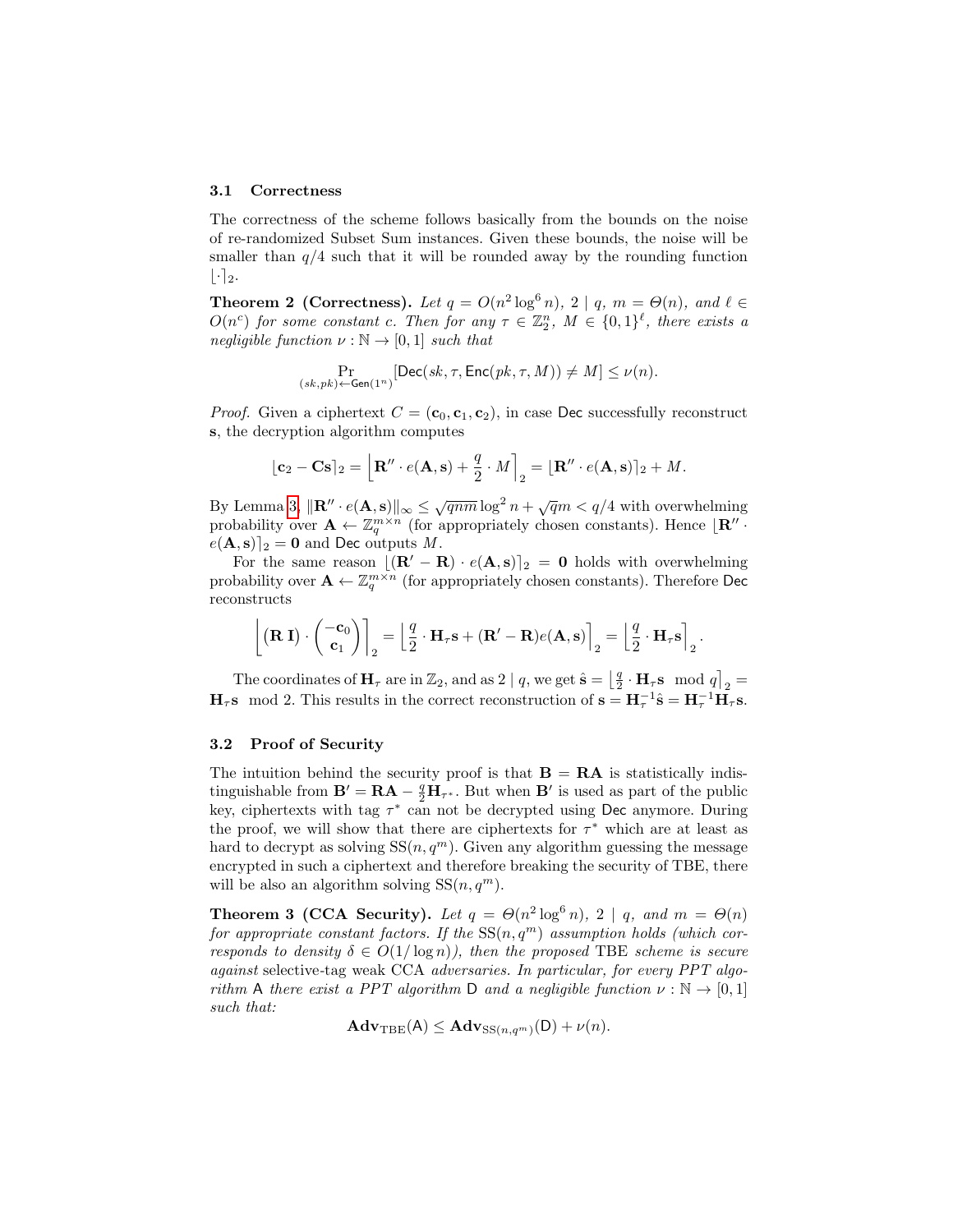### 3.1 Correctness

The correctness of the scheme follows basically from the bounds on the noise of re-randomized Subset Sum instances. Given these bounds, the noise will be smaller than $q/4$ such that it will be rounded away by the rounding function $\lfloor \cdot \rceil_2$.

**Theorem 2 (Correctness).** *Let $q = O(n^2 \log^6 n)$, $2 \mid q$, $m = \Theta(n)$, and $\ell \in O(n^c)$ for some constant $c$. Then for any $\tau \in \mathbb{Z}_2^n$, $M \in \{0,1\}^\ell$, there exists a negligible function $\nu : \mathbb{N} \to [0,1]$ such that*

$$\Pr_{(sk,pk) \leftarrow \mathsf{Gen}(1^n)}[\mathsf{Dec}(sk, \tau, \mathsf{Enc}(pk, \tau, M)) \neq M] \leq \nu(n).$$

*Proof.* Given a ciphertext $C = (\mathbf{c}_0, \mathbf{c}_1, \mathbf{c}_2)$, in case $\mathsf{Dec}$ successfully reconstruct $\mathbf{s}$, the decryption algorithm computes

$$\lfloor \mathbf{c}_2 - \mathbf{C}\mathbf{s} \rceil_2 = \left\lfloor \mathbf{R}'' \cdot e(\mathbf{A}, \mathbf{s}) + \frac{q}{2} \cdot M \right\rceil_2 = \lfloor \mathbf{R}'' \cdot e(\mathbf{A}, \mathbf{s}) \rceil_2 + M.$$

By Lemma 3, $\|\mathbf{R}'' \cdot e(\mathbf{A}, \mathbf{s})\|_\infty \leq \sqrt{qnm} \log^2 n + \sqrt{q} m < q/4$ with overwhelming probability over $\mathbf{A} \leftarrow \mathbb{Z}_q^{m \times n}$ (for appropriately chosen constants). Hence $\lfloor \mathbf{R}'' \cdot e(\mathbf{A}, \mathbf{s}) \rceil_2 = \mathbf{0}$ and $\mathsf{Dec}$ outputs $M$.

For the same reason $\lfloor (\mathbf{R}' - \mathbf{R}) \cdot e(\mathbf{A}, \mathbf{s}) \rceil_2 = \mathbf{0}$ holds with overwhelming probability over $\mathbf{A} \leftarrow \mathbb{Z}_q^{m \times n}$ (for appropriately chosen constants). Therefore $\mathsf{Dec}$ reconstructs

$$\left\lfloor (\mathbf{R} \; \mathbf{I}) \cdot \begin{pmatrix} -\mathbf{c}_0 \\ \mathbf{c}_1 \end{pmatrix} \right\rceil_2 = \left\lfloor \frac{q}{2} \cdot \mathbf{H}_\tau \mathbf{s} + (\mathbf{R}' - \mathbf{R}) e(\mathbf{A}, \mathbf{s}) \right\rceil_2 = \left\lfloor \frac{q}{2} \cdot \mathbf{H}_\tau \mathbf{s} \right\rceil_2.$$

The coordinates of $\mathbf{H}_\tau$ are in $\mathbb{Z}_2$, and as $2 \mid q$, we get $\hat{\mathbf{s}} = \left\lfloor \frac{q}{2} \cdot \mathbf{H}_\tau \mathbf{s} \mod q \right\rceil_2 = \mathbf{H}_\tau \mathbf{s} \mod 2$. This results in the correct reconstruction of $\mathbf{s} = \mathbf{H}_\tau^{-1} \hat{\mathbf{s}} = \mathbf{H}_\tau^{-1} \mathbf{H}_\tau \mathbf{s}$.

### 3.2 Proof of Security

The intuition behind the security proof is that $\mathbf{B} = \mathbf{R}\mathbf{A}$ is statistically indistinguishable from $\mathbf{B}' = \mathbf{R}\mathbf{A} - \frac{q}{2}\mathbf{H}_{\tau^*}$. But when $\mathbf{B}'$ is used as part of the public key, ciphertexts with tag $\tau^*$ can not be decrypted using $\mathsf{Dec}$ anymore. During the proof, we will show that there are ciphertexts for $\tau^*$ which are at least as hard to decrypt as solving $\mathrm{SS}(n, q^m)$. Given any algorithm guessing the message encrypted in such a ciphertext and therefore breaking the security of TBE, there will be also an algorithm solving $\mathrm{SS}(n, q^m)$.

**Theorem 3 (CCA Security).** *Let $q = \Theta(n^2 \log^6 n)$, $2 \mid q$, and $m = \Theta(n)$ for appropriate constant factors. If the $\mathrm{SS}(n, q^m)$ assumption holds (which corresponds to density $\delta \in O(1/\log n)$), then the proposed* TBE *scheme is secure against* selective-tag weak CCA *adversaries. In particular, for every PPT algorithm* $\mathsf{A}$ *there exist a PPT algorithm* $\mathsf{D}$ *and a negligible function* $\nu : \mathbb{N} \to [0,1]$ *such that:*

$$\mathbf{Adv}_{\mathrm{TBE}}(\mathsf{A}) \leq \mathbf{Adv}_{\mathrm{SS}(n,q^m)}(\mathsf{D}) + \nu(n).$$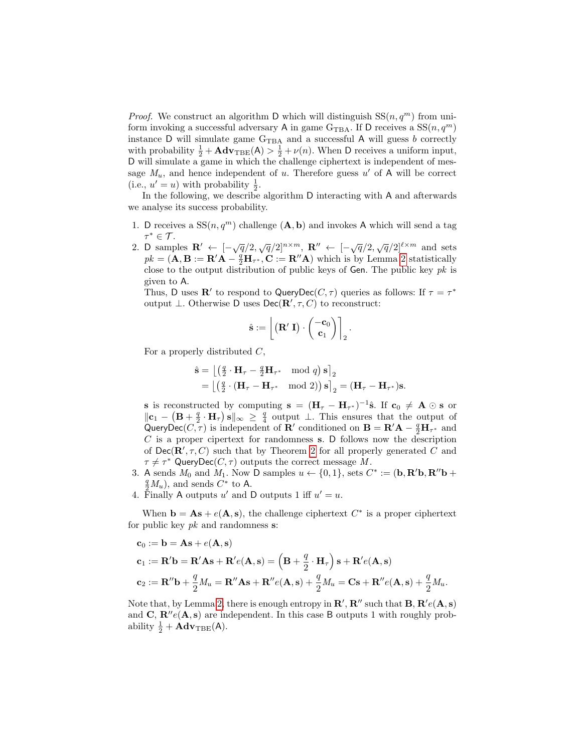*Proof.* We construct an algorithm $\mathsf{D}$ which will distinguish $\mathrm{SS}(n, q^m)$ from uniform invoking a successful adversary $\mathsf{A}$ in game $\mathrm{G}_{\mathrm{TBA}}$. If $\mathsf{D}$ receives a $\mathrm{SS}(n, q^m)$ instance $\mathsf{D}$ will simulate game $\mathrm{G}_{\mathrm{TBA}}$ and a successful $\mathsf{A}$ will guess $b$ correctly with probability $\frac{1}{2} + \mathbf{Adv}_{\mathrm{TBE}}(\mathsf{A}) > \frac{1}{2} + \nu(n)$. When $\mathsf{D}$ receives a uniform input, $\mathsf{D}$ will simulate a game in which the challenge ciphertext is independent of message $M_u$, and hence independent of $u$. Therefore guess $u'$ of $\mathsf{A}$ will be correct (i.e., $u' = u$) with probability $\frac{1}{2}$.

In the following, we describe algorithm $\mathsf{D}$ interacting with $\mathsf{A}$ and afterwards we analyse its success probability.

1. $\mathsf{D}$ receives a $\mathrm{SS}(n, q^m)$ challenge $(\mathbf{A}, \mathbf{b})$ and invokes $\mathsf{A}$ which will send a tag $\tau^* \in \mathcal{T}$.
2. $\mathsf{D}$ samples $\mathbf{R}' \leftarrow [-\sqrt{q}/2, \sqrt{q}/2]^{n \times m}$, $\mathbf{R}'' \leftarrow [-\sqrt{q}/2, \sqrt{q}/2]^{\ell \times m}$ and sets $pk = (\mathbf{A}, \mathbf{B} := \mathbf{R}'\mathbf{A} - \frac{q}{2}\mathbf{H}_{\tau^*}, \mathbf{C} := \mathbf{R}''\mathbf{A})$ which is by Lemma 2 statistically close to the output distribution of public keys of $\mathsf{Gen}$. The public key $pk$ is given to $\mathsf{A}$.
   Thus, $\mathsf{D}$ uses $\mathbf{R}'$ to respond to $\mathsf{QueryDec}(C, \tau)$ queries as follows: If $\tau = \tau^*$ output $\perp$. Otherwise $\mathsf{D}$ uses $\mathsf{Dec}(\mathbf{R}', \tau, C)$ to reconstruct:
   $$\hat{\mathbf{s}} := \left\lfloor \left(\mathbf{R}' \; \mathbf{I}\right) \cdot \begin{pmatrix} -\mathbf{c}_0 \\ \mathbf{c}_1 \end{pmatrix} \right\rceil_2 .$$
   For a properly distributed $C$,
   $$\begin{aligned} \hat{\mathbf{s}} &= \left\lfloor \left(\tfrac{q}{2} \cdot \mathbf{H}_\tau - \tfrac{q}{2}\mathbf{H}_{\tau^*} \mod q\right) \mathbf{s} \right\rceil_2 \\ &= \left\lfloor \left(\tfrac{q}{2} \cdot (\mathbf{H}_\tau - \mathbf{H}_{\tau^*} \mod 2)\right) \mathbf{s} \right\rceil_2 = (\mathbf{H}_\tau - \mathbf{H}_{\tau^*})\mathbf{s}. \end{aligned}$$
   $\mathbf{s}$ is reconstructed by computing $\mathbf{s} = (\mathbf{H}_\tau - \mathbf{H}_{\tau^*})^{-1}\hat{\mathbf{s}}$. If $\mathbf{c}_0 \neq \mathbf{A} \odot \mathbf{s}$ or $\|\mathbf{c}_1 - \left(\mathbf{B} + \frac{q}{2} \cdot \mathbf{H}_\tau\right)\mathbf{s}\|_\infty \geq \frac{q}{4}$ output $\perp$. This ensures that the output of $\mathsf{QueryDec}(C, \tau)$ is independent of $\mathbf{R}'$ conditioned on $\mathbf{B} = \mathbf{R}'\mathbf{A} - \frac{q}{2}\mathbf{H}_{\tau^*}$ and $C$ is a proper cipertext for randomness $\mathbf{s}$. $\mathsf{D}$ follows now the description of $\mathsf{Dec}(\mathbf{R}', \tau, C)$ such that by Theorem 2 for all properly generated $C$ and $\tau \neq \tau^*$ $\mathsf{QueryDec}(C, \tau)$ outputs the correct message $M$.
3. $\mathsf{A}$ sends $M_0$ and $M_1$. Now $\mathsf{D}$ samples $u \leftarrow \{0, 1\}$, sets $C^* := (\mathbf{b}, \mathbf{R}'\mathbf{b}, \mathbf{R}''\mathbf{b} + \frac{q}{2}M_u)$, and sends $C^*$ to $\mathsf{A}$.
4. Finally $\mathsf{A}$ outputs $u'$ and $\mathsf{D}$ outputs 1 iff $u' = u$.

When $\mathbf{b} = \mathbf{A}\mathbf{s} + e(\mathbf{A}, \mathbf{s})$, the challenge ciphertext $C^*$ is a proper ciphertext for public key $pk$ and randomness $\mathbf{s}$:

$$\begin{aligned} \mathbf{c}_0 &:= \mathbf{b} = \mathbf{A}\mathbf{s} + e(\mathbf{A}, \mathbf{s}) \\ \mathbf{c}_1 &:= \mathbf{R}'\mathbf{b} = \mathbf{R}'\mathbf{A}\mathbf{s} + \mathbf{R}'e(\mathbf{A}, \mathbf{s}) = \left(\mathbf{B} + \frac{q}{2} \cdot \mathbf{H}_\tau\right)\mathbf{s} + \mathbf{R}'e(\mathbf{A}, \mathbf{s}) \\ \mathbf{c}_2 &:= \mathbf{R}''\mathbf{b} + \frac{q}{2}M_u = \mathbf{R}''\mathbf{A}\mathbf{s} + \mathbf{R}''e(\mathbf{A}, \mathbf{s}) + \frac{q}{2}M_u = \mathbf{C}\mathbf{s} + \mathbf{R}''e(\mathbf{A}, \mathbf{s}) + \frac{q}{2}M_u. \end{aligned}$$

Note that, by Lemma 2, there is enough entropy in $\mathbf{R}', \mathbf{R}''$ such that $\mathbf{B}, \mathbf{R}'e(\mathbf{A}, \mathbf{s})$ and $\mathbf{C}, \mathbf{R}''e(\mathbf{A}, \mathbf{s})$ are independent. In this case $\mathsf{B}$ outputs 1 with roughly probability $\frac{1}{2} + \mathbf{Adv}_{\mathrm{TBE}}(\mathsf{A})$.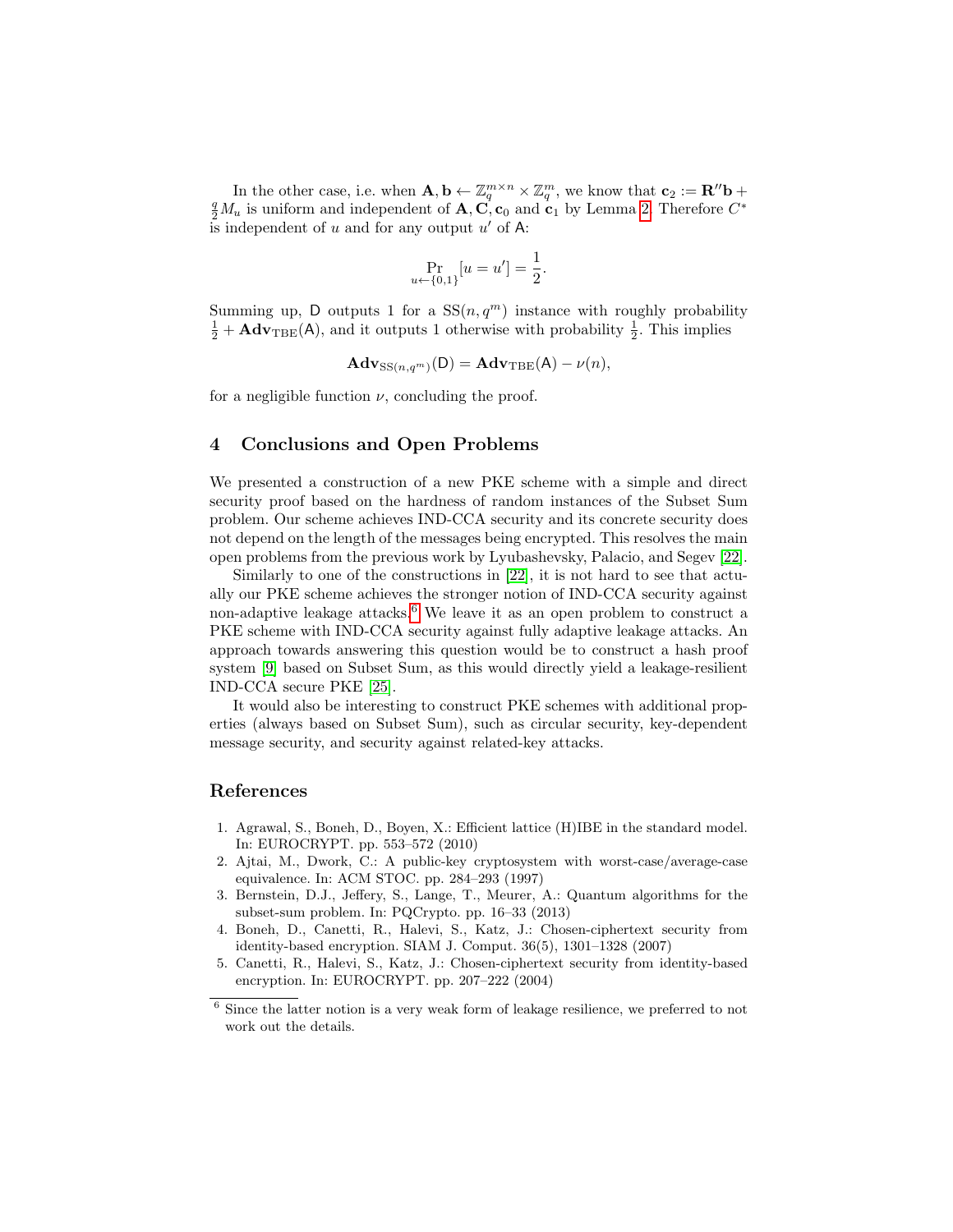In the other case, i.e. when $\mathbf{A}, \mathbf{b} \leftarrow \mathbb{Z}_q^{m \times n} \times \mathbb{Z}_q^m$, we know that $\mathbf{c}_2 := \mathbf{R}''\mathbf{b} + \frac{q}{2} M_u$ is uniform and independent of $\mathbf{A}, \mathbf{C}, \mathbf{c}_0$ and $\mathbf{c}_1$ by Lemma 2. Therefore $C^*$ is independent of $u$ and for any output $u'$ of $\mathsf{A}$:

$$\Pr_{u \leftarrow \{0,1\}}[u = u'] = \frac{1}{2}.$$

Summing up, $\mathsf{D}$ outputs 1 for a $\mathrm{SS}(n, q^m)$ instance with roughly probability $\frac{1}{2} + \mathbf{Adv}_{\mathrm{TBE}}(\mathsf{A})$, and it outputs 1 otherwise with probability $\frac{1}{2}$. This implies

$$\mathbf{Adv}_{\mathrm{SS}(n,q^m)}(\mathsf{D}) = \mathbf{Adv}_{\mathrm{TBE}}(\mathsf{A}) - \nu(n),$$

for a negligible function $\nu$, concluding the proof.

## 4 Conclusions and Open Problems

We presented a construction of a new PKE scheme with a simple and direct security proof based on the hardness of random instances of the Subset Sum problem. Our scheme achieves IND-CCA security and its concrete security does not depend on the length of the messages being encrypted. This resolves the main open problems from the previous work by Lyubashevsky, Palacio, and Segev [22].

Similarly to one of the constructions in [22], it is not hard to see that actually our PKE scheme achieves the stronger notion of IND-CCA security against non-adaptive leakage attacks.[6] We leave it as an open problem to construct a PKE scheme with IND-CCA security against fully adaptive leakage attacks. An approach towards answering this question would be to construct a hash proof system [9] based on Subset Sum, as this would directly yield a leakage-resilient IND-CCA secure PKE [25].

It would also be interesting to construct PKE schemes with additional properties (always based on Subset Sum), such as circular security, key-dependent message security, and security against related-key attacks.

## References

1. Agrawal, S., Boneh, D., Boyen, X.: Efficient lattice (H)IBE in the standard model. In: EUROCRYPT. pp. 553–572 (2010)
2. Ajtai, M., Dwork, C.: A public-key cryptosystem with worst-case/average-case equivalence. In: ACM STOC. pp. 284–293 (1997)
3. Bernstein, D.J., Jeffery, S., Lange, T., Meurer, A.: Quantum algorithms for the subset-sum problem. In: PQCrypto. pp. 16–33 (2013)
4. Boneh, D., Canetti, R., Halevi, S., Katz, J.: Chosen-ciphertext security from identity-based encryption. SIAM J. Comput. 36(5), 1301–1328 (2007)
5. Canetti, R., Halevi, S., Katz, J.: Chosen-ciphertext security from identity-based encryption. In: EUROCRYPT. pp. 207–222 (2004)

[6] Since the latter notion is a very weak form of leakage resilience, we preferred to not work out the details.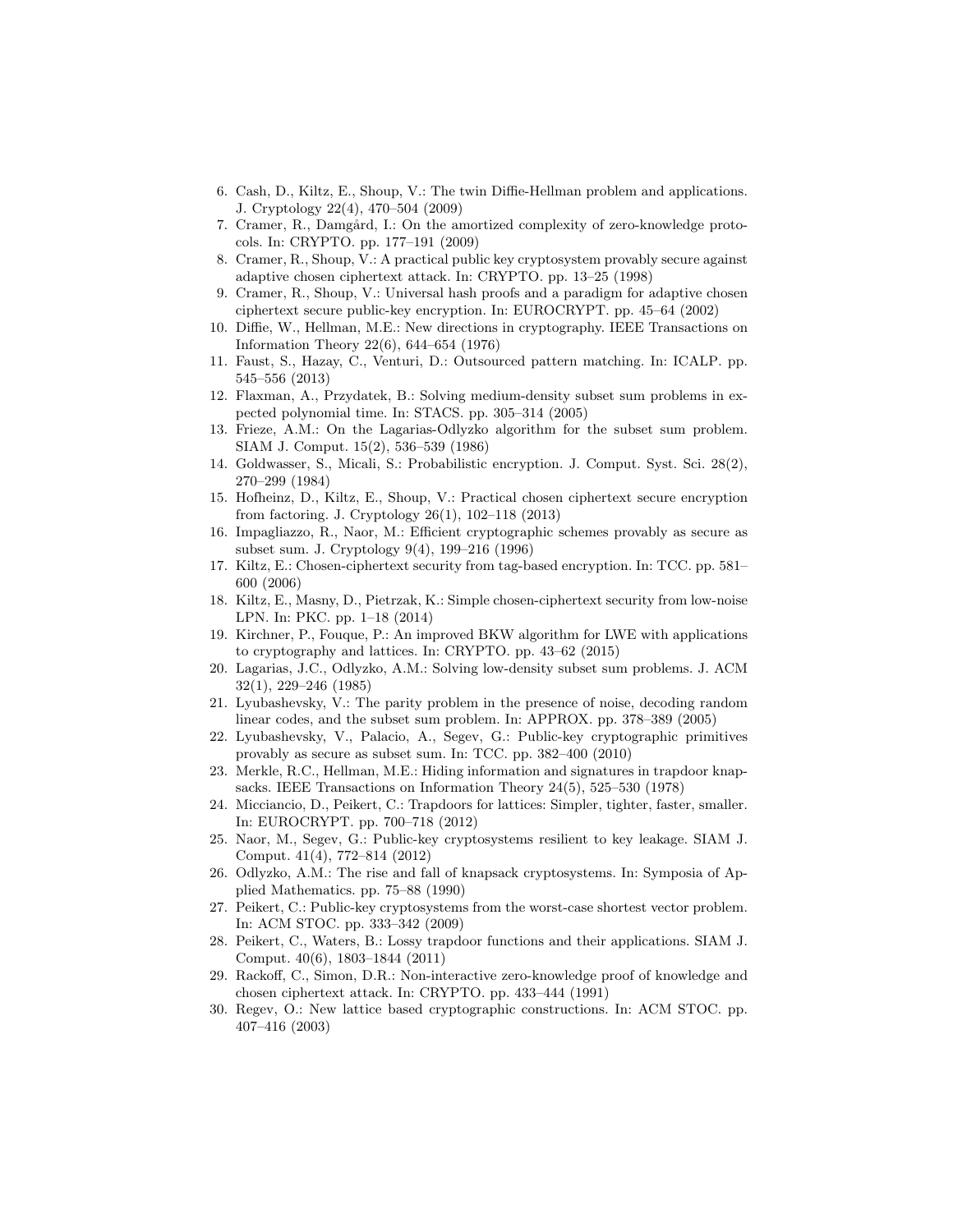6. Cash, D., Kiltz, E., Shoup, V.: The twin Diffie-Hellman problem and applications. J. Cryptology 22(4), 470–504 (2009)
7. Cramer, R., Damgård, I.: On the amortized complexity of zero-knowledge protocols. In: CRYPTO. pp. 177–191 (2009)
8. Cramer, R., Shoup, V.: A practical public key cryptosystem provably secure against adaptive chosen ciphertext attack. In: CRYPTO. pp. 13–25 (1998)
9. Cramer, R., Shoup, V.: Universal hash proofs and a paradigm for adaptive chosen ciphertext secure public-key encryption. In: EUROCRYPT. pp. 45–64 (2002)
10. Diffie, W., Hellman, M.E.: New directions in cryptography. IEEE Transactions on Information Theory 22(6), 644–654 (1976)
11. Faust, S., Hazay, C., Venturi, D.: Outsourced pattern matching. In: ICALP. pp. 545–556 (2013)
12. Flaxman, A., Przydatek, B.: Solving medium-density subset sum problems in expected polynomial time. In: STACS. pp. 305–314 (2005)
13. Frieze, A.M.: On the Lagarias-Odlyzko algorithm for the subset sum problem. SIAM J. Comput. 15(2), 536–539 (1986)
14. Goldwasser, S., Micali, S.: Probabilistic encryption. J. Comput. Syst. Sci. 28(2), 270–299 (1984)
15. Hofheinz, D., Kiltz, E., Shoup, V.: Practical chosen ciphertext secure encryption from factoring. J. Cryptology 26(1), 102–118 (2013)
16. Impagliazzo, R., Naor, M.: Efficient cryptographic schemes provably as secure as subset sum. J. Cryptology 9(4), 199–216 (1996)
17. Kiltz, E.: Chosen-ciphertext security from tag-based encryption. In: TCC. pp. 581–600 (2006)
18. Kiltz, E., Masny, D., Pietrzak, K.: Simple chosen-ciphertext security from low-noise LPN. In: PKC. pp. 1–18 (2014)
19. Kirchner, P., Fouque, P.: An improved BKW algorithm for LWE with applications to cryptography and lattices. In: CRYPTO. pp. 43–62 (2015)
20. Lagarias, J.C., Odlyzko, A.M.: Solving low-density subset sum problems. J. ACM 32(1), 229–246 (1985)
21. Lyubashevsky, V.: The parity problem in the presence of noise, decoding random linear codes, and the subset sum problem. In: APPROX. pp. 378–389 (2005)
22. Lyubashevsky, V., Palacio, A., Segev, G.: Public-key cryptographic primitives provably as secure as subset sum. In: TCC. pp. 382–400 (2010)
23. Merkle, R.C., Hellman, M.E.: Hiding information and signatures in trapdoor knapsacks. IEEE Transactions on Information Theory 24(5), 525–530 (1978)
24. Micciancio, D., Peikert, C.: Trapdoors for lattices: Simpler, tighter, faster, smaller. In: EUROCRYPT. pp. 700–718 (2012)
25. Naor, M., Segev, G.: Public-key cryptosystems resilient to key leakage. SIAM J. Comput. 41(4), 772–814 (2012)
26. Odlyzko, A.M.: The rise and fall of knapsack cryptosystems. In: Symposia of Applied Mathematics. pp. 75–88 (1990)
27. Peikert, C.: Public-key cryptosystems from the worst-case shortest vector problem. In: ACM STOC. pp. 333–342 (2009)
28. Peikert, C., Waters, B.: Lossy trapdoor functions and their applications. SIAM J. Comput. 40(6), 1803–1844 (2011)
29. Rackoff, C., Simon, D.R.: Non-interactive zero-knowledge proof of knowledge and chosen ciphertext attack. In: CRYPTO. pp. 433–444 (1991)
30. Regev, O.: New lattice based cryptographic constructions. In: ACM STOC. pp. 407–416 (2003)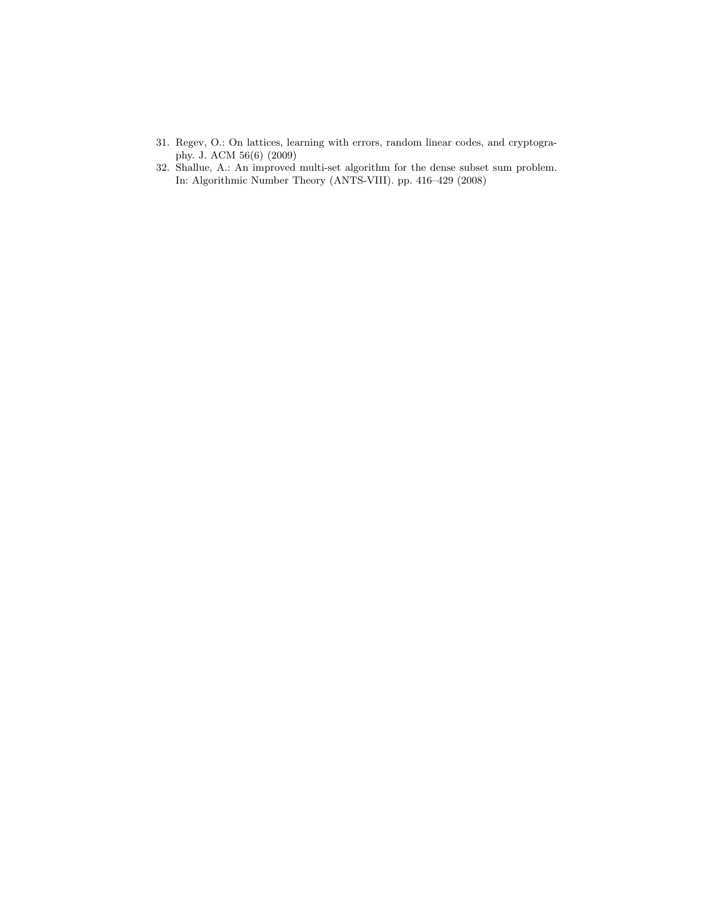31. Regev, O.: On lattices, learning with errors, random linear codes, and cryptography. J. ACM 56(6) (2009)
32. Shallue, A.: An improved multi-set algorithm for the dense subset sum problem. In: Algorithmic Number Theory (ANTS-VIII). pp. 416–429 (2008)